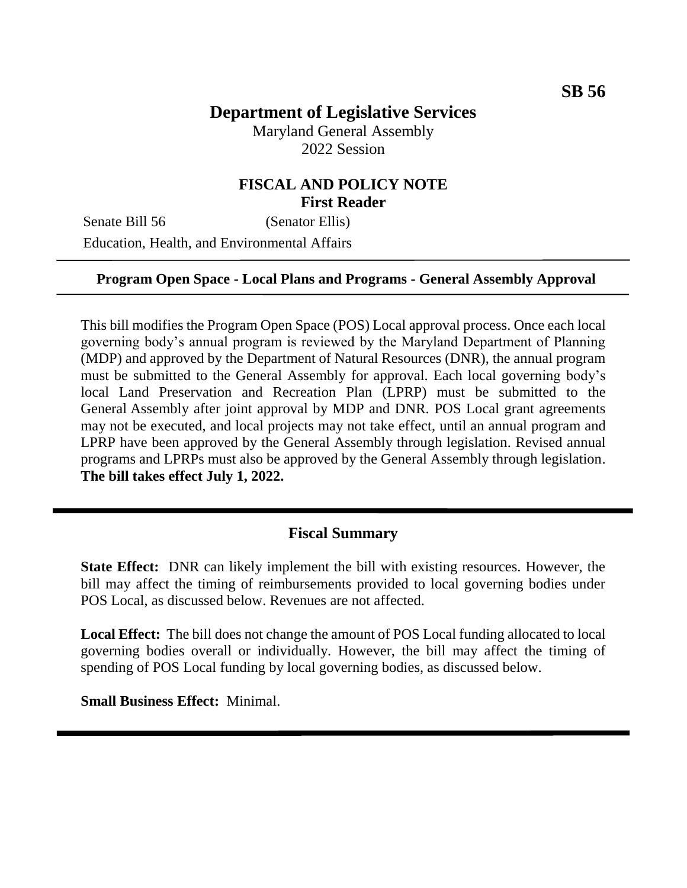**SB 56**

# Department of Legislative Services

Maryland General Assembly
2022 Session

## FISCAL AND POLICY NOTE
**First Reader**

Senate Bill 56 (Senator Ellis)
Education, Health, and Environmental Affairs

---

**Program Open Space - Local Plans and Programs - General Assembly Approval**

---

This bill modifies the Program Open Space (POS) Local approval process. Once each local governing body's annual program is reviewed by the Maryland Department of Planning (MDP) and approved by the Department of Natural Resources (DNR), the annual program must be submitted to the General Assembly for approval. Each local governing body's local Land Preservation and Recreation Plan (LPRP) must be submitted to the General Assembly after joint approval by MDP and DNR. POS Local grant agreements may not be executed, and local projects may not take effect, until an annual program and LPRP have been approved by the General Assembly through legislation. Revised annual programs and LPRPs must also be approved by the General Assembly through legislation. **The bill takes effect July 1, 2022.**

---

## Fiscal Summary

**State Effect:** DNR can likely implement the bill with existing resources. However, the bill may affect the timing of reimbursements provided to local governing bodies under POS Local, as discussed below. Revenues are not affected.

**Local Effect:** The bill does not change the amount of POS Local funding allocated to local governing bodies overall or individually. However, the bill may affect the timing of spending of POS Local funding by local governing bodies, as discussed below.

**Small Business Effect:** Minimal.

---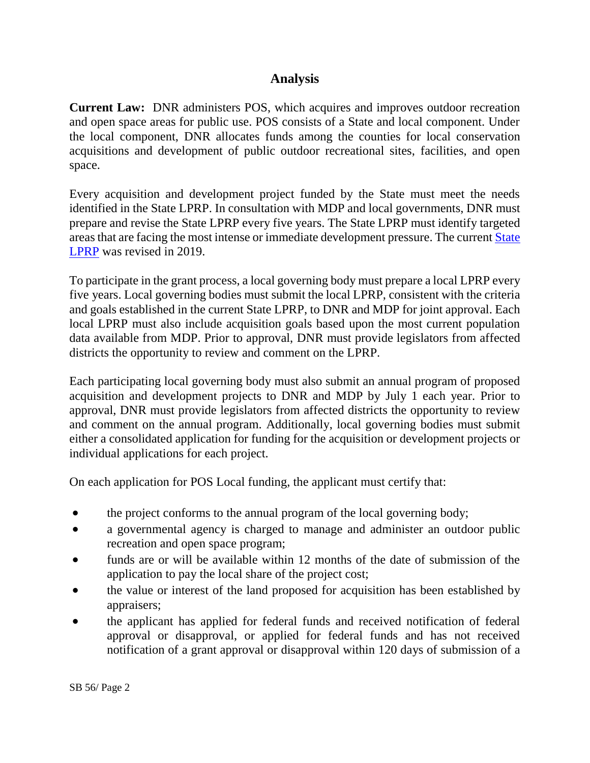## Analysis

**Current Law:** DNR administers POS, which acquires and improves outdoor recreation and open space areas for public use. POS consists of a State and local component. Under the local component, DNR allocates funds among the counties for local conservation acquisitions and development of public outdoor recreational sites, facilities, and open space.

Every acquisition and development project funded by the State must meet the needs identified in the State LPRP. In consultation with MDP and local governments, DNR must prepare and revise the State LPRP every five years. The State LPRP must identify targeted areas that are facing the most intense or immediate development pressure. The current [State LPRP] was revised in 2019.

To participate in the grant process, a local governing body must prepare a local LPRP every five years. Local governing bodies must submit the local LPRP, consistent with the criteria and goals established in the current State LPRP, to DNR and MDP for joint approval. Each local LPRP must also include acquisition goals based upon the most current population data available from MDP. Prior to approval, DNR must provide legislators from affected districts the opportunity to review and comment on the LPRP.

Each participating local governing body must also submit an annual program of proposed acquisition and development projects to DNR and MDP by July 1 each year. Prior to approval, DNR must provide legislators from affected districts the opportunity to review and comment on the annual program. Additionally, local governing bodies must submit either a consolidated application for funding for the acquisition or development projects or individual applications for each project.

On each application for POS Local funding, the applicant must certify that:

- the project conforms to the annual program of the local governing body;
- a governmental agency is charged to manage and administer an outdoor public recreation and open space program;
- funds are or will be available within 12 months of the date of submission of the application to pay the local share of the project cost;
- the value or interest of the land proposed for acquisition has been established by appraisers;
- the applicant has applied for federal funds and received notification of federal approval or disapproval, or applied for federal funds and has not received notification of a grant approval or disapproval within 120 days of submission of a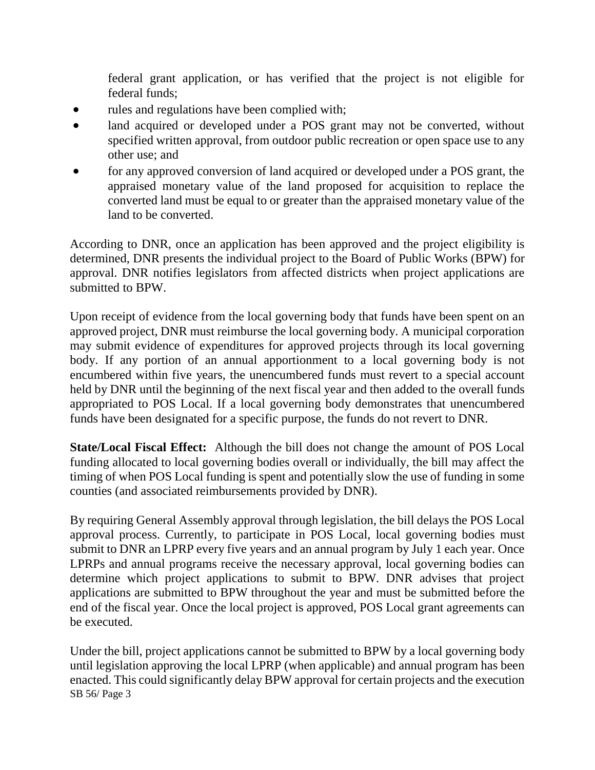federal grant application, or has verified that the project is not eligible for federal funds;

- rules and regulations have been complied with;
- land acquired or developed under a POS grant may not be converted, without specified written approval, from outdoor public recreation or open space use to any other use; and
- for any approved conversion of land acquired or developed under a POS grant, the appraised monetary value of the land proposed for acquisition to replace the converted land must be equal to or greater than the appraised monetary value of the land to be converted.

According to DNR, once an application has been approved and the project eligibility is determined, DNR presents the individual project to the Board of Public Works (BPW) for approval. DNR notifies legislators from affected districts when project applications are submitted to BPW.

Upon receipt of evidence from the local governing body that funds have been spent on an approved project, DNR must reimburse the local governing body. A municipal corporation may submit evidence of expenditures for approved projects through its local governing body. If any portion of an annual apportionment to a local governing body is not encumbered within five years, the unencumbered funds must revert to a special account held by DNR until the beginning of the next fiscal year and then added to the overall funds appropriated to POS Local. If a local governing body demonstrates that unencumbered funds have been designated for a specific purpose, the funds do not revert to DNR.

**State/Local Fiscal Effect:** Although the bill does not change the amount of POS Local funding allocated to local governing bodies overall or individually, the bill may affect the timing of when POS Local funding is spent and potentially slow the use of funding in some counties (and associated reimbursements provided by DNR).

By requiring General Assembly approval through legislation, the bill delays the POS Local approval process. Currently, to participate in POS Local, local governing bodies must submit to DNR an LPRP every five years and an annual program by July 1 each year. Once LPRPs and annual programs receive the necessary approval, local governing bodies can determine which project applications to submit to BPW. DNR advises that project applications are submitted to BPW throughout the year and must be submitted before the end of the fiscal year. Once the local project is approved, POS Local grant agreements can be executed.

Under the bill, project applications cannot be submitted to BPW by a local governing body until legislation approving the local LPRP (when applicable) and annual program has been enacted. This could significantly delay BPW approval for certain projects and the execution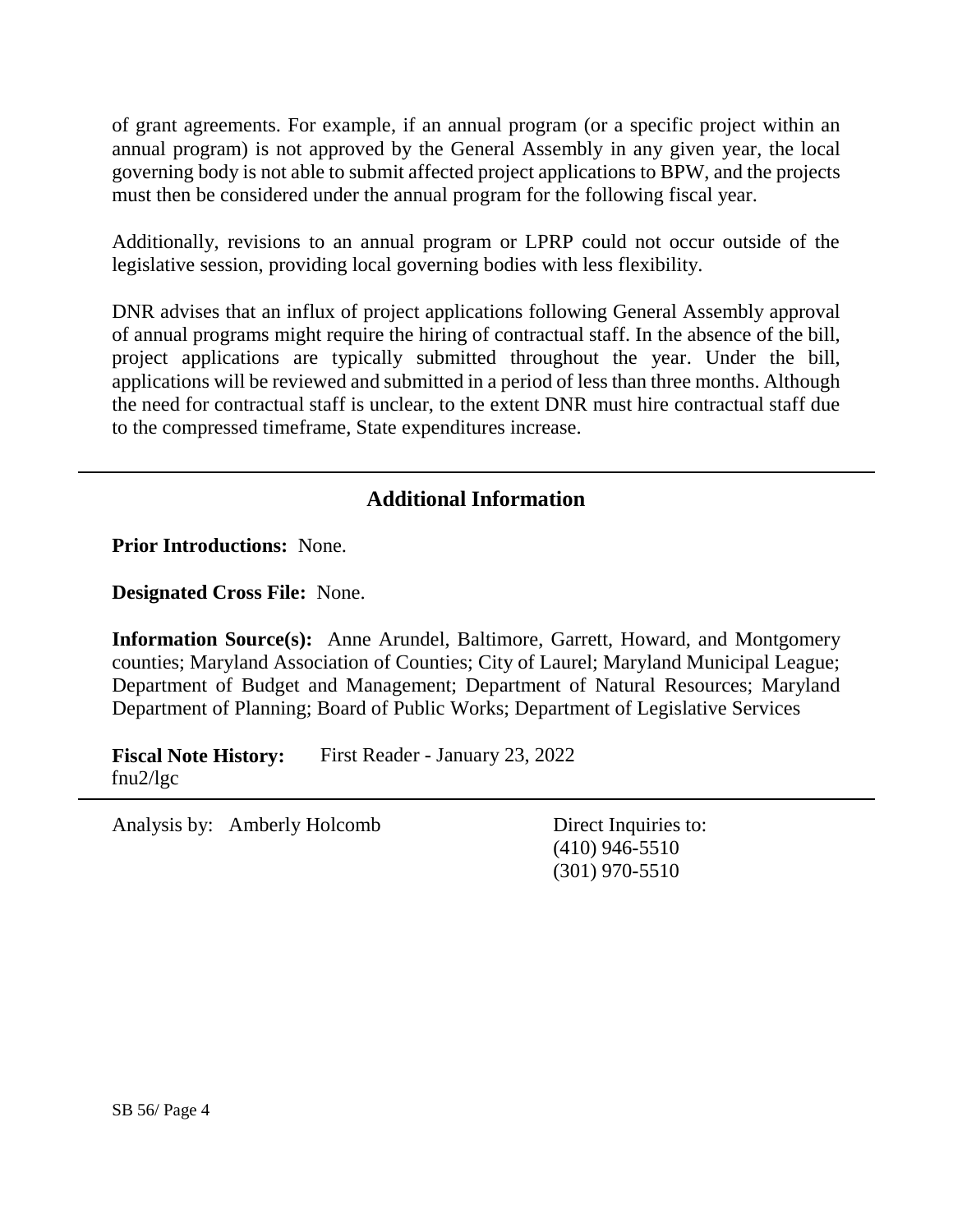of grant agreements. For example, if an annual program (or a specific project within an annual program) is not approved by the General Assembly in any given year, the local governing body is not able to submit affected project applications to BPW, and the projects must then be considered under the annual program for the following fiscal year.

Additionally, revisions to an annual program or LPRP could not occur outside of the legislative session, providing local governing bodies with less flexibility.

DNR advises that an influx of project applications following General Assembly approval of annual programs might require the hiring of contractual staff. In the absence of the bill, project applications are typically submitted throughout the year. Under the bill, applications will be reviewed and submitted in a period of less than three months. Although the need for contractual staff is unclear, to the extent DNR must hire contractual staff due to the compressed timeframe, State expenditures increase.

## Additional Information

**Prior Introductions:** None.

**Designated Cross File:** None.

**Information Source(s):** Anne Arundel, Baltimore, Garrett, Howard, and Montgomery counties; Maryland Association of Counties; City of Laurel; Maryland Municipal League; Department of Budget and Management; Department of Natural Resources; Maryland Department of Planning; Board of Public Works; Department of Legislative Services

**Fiscal Note History:** First Reader - January 23, 2022
fnu2/lgc

Analysis by: Amberly Holcomb

Direct Inquiries to:
(410) 946-5510
(301) 970-5510